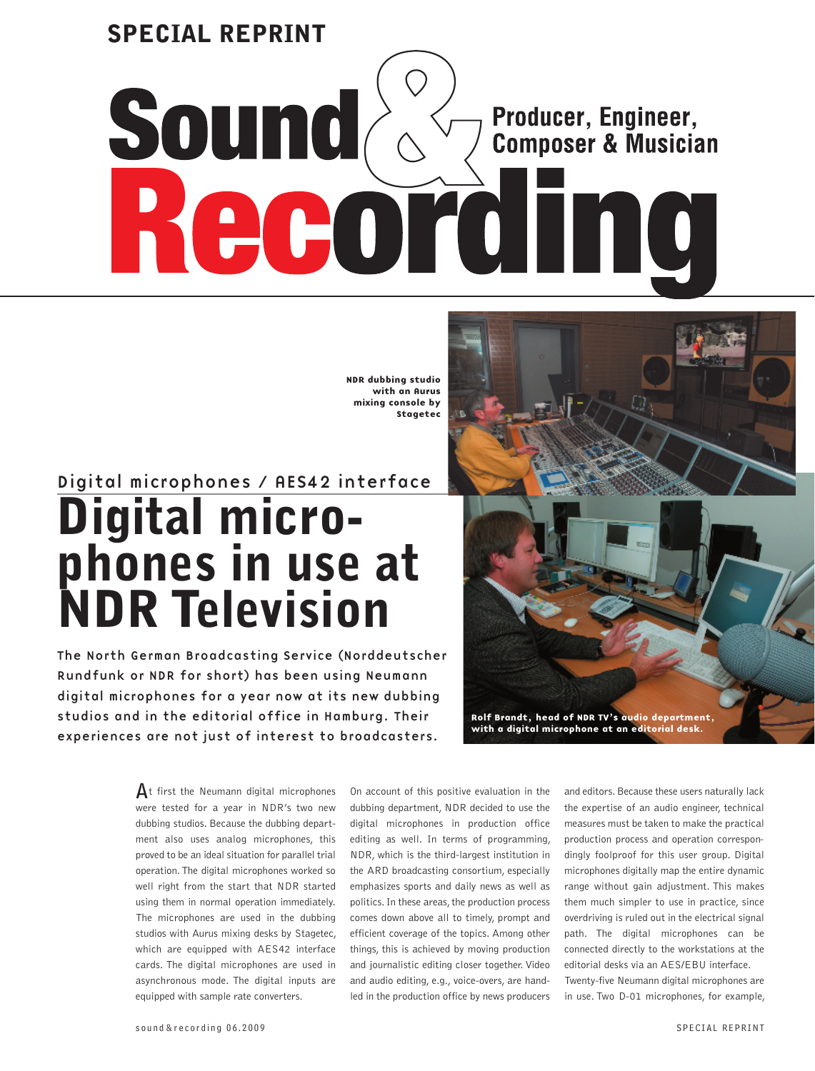SPECIAL REPRINT

# Sound & Recording

Producer, Engineer, Composer & Musician

NDR dubbing studio with an Aurus mixing console by Stagetec

Digital microphones / AES42 interface

## Digital microphones in use at NDR Television

**The North German Broadcasting Service (Norddeutscher Rundfunk or NDR for short) has been using Neumann digital microphones for a year now at its new dubbing studios and in the editorial office in Hamburg. Their experiences are not just of interest to broadcasters.**

Rolf Brandt, head of NDR TV's audio department, with a digital microphone at an editorial desk.

At first the Neumann digital microphones were tested for a year in NDR's two new dubbing studios. Because the dubbing department also uses analog microphones, this proved to be an ideal situation for parallel trial operation. The digital microphones worked so well right from the start that NDR started using them in normal operation immediately. The microphones are used in the dubbing studios with Aurus mixing desks by Stagetec, which are equipped with AES42 interface cards. The digital microphones are used in asynchronous mode. The digital inputs are equipped with sample rate converters.

On account of this positive evaluation in the dubbing department, NDR decided to use the digital microphones in production office editing as well. In terms of programming, NDR, which is the third-largest institution in the ARD broadcasting consortium, especially emphasizes sports and daily news as well as politics. In these areas, the production process comes down above all to timely, prompt and efficient coverage of the topics. Among other things, this is achieved by moving production and journalistic editing closer together. Video and audio editing, e.g., voice-overs, are handled in the production office by news producers and editors. Because these users naturally lack the expertise of an audio engineer, technical measures must be taken to make the practical production process and operation correspondingly foolproof for this user group. Digital microphones digitally map the entire dynamic range without gain adjustment. This makes them much simpler to use in practice, since overdriving is ruled out in the electrical signal path. The digital microphones can be connected directly to the workstations at the editorial desks via an AES/EBU interface.

Twenty-five Neumann digital microphones are in use. Two D-01 microphones, for example,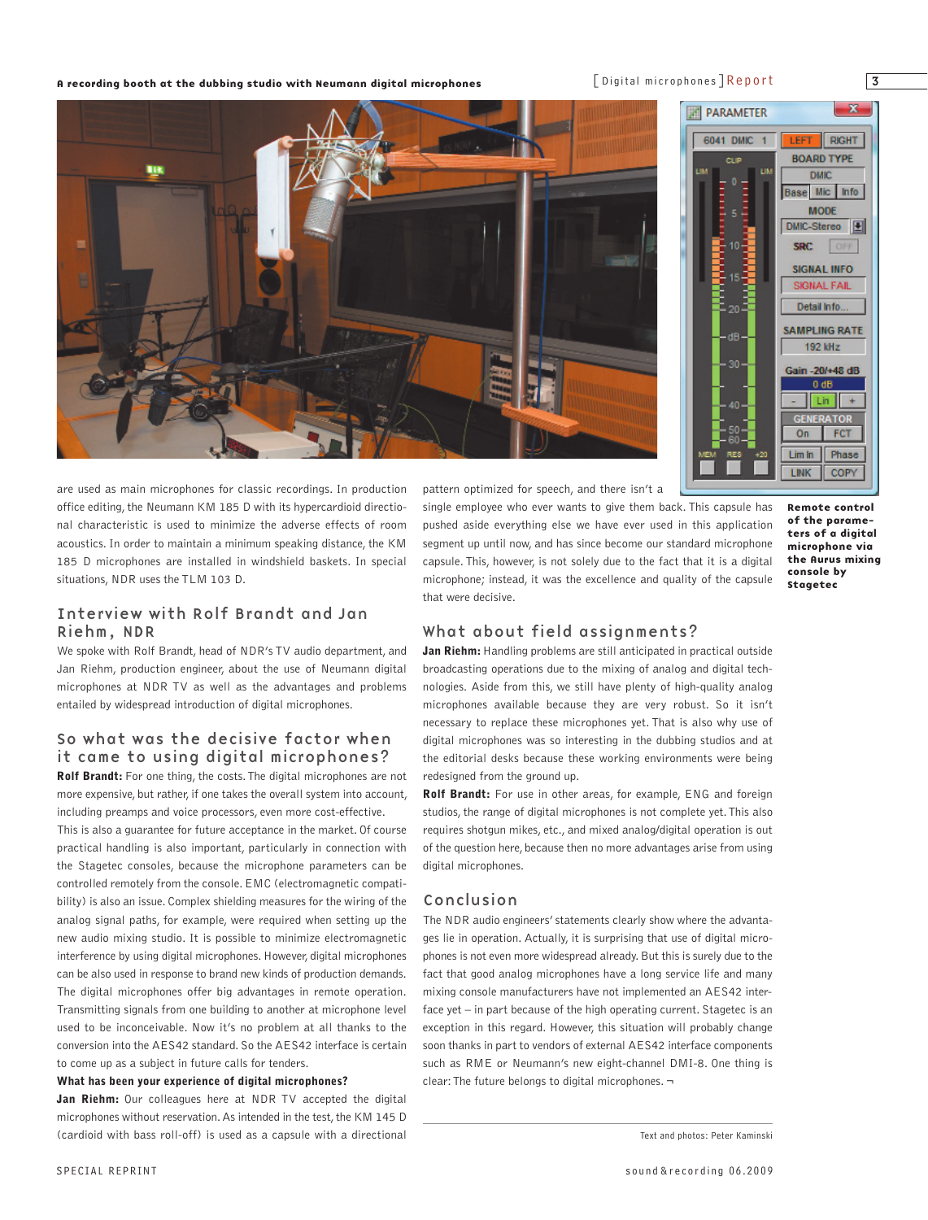A recording booth at the dubbing studio with Neumann digital microphones

Remote control of the parameters of a digital microphone via the Aurus mixing console by Stagetec

are used as main microphones for classic recordings. In production office editing, the Neumann KM 185 D with its hypercardioid directional characteristic is used to minimize the adverse effects of room acoustics. In order to maintain a minimum speaking distance, the KM 185 D microphones are installed in windshield baskets. In special situations, NDR uses the TLM 103 D.

## Interview with Rolf Brandt and Jan Riehm, NDR

We spoke with Rolf Brandt, head of NDR's TV audio department, and Jan Riehm, production engineer, about the use of Neumann digital microphones at NDR TV as well as the advantages and problems entailed by widespread introduction of digital microphones.

## So what was the decisive factor when it came to using digital microphones?

**Rolf Brandt:** For one thing, the costs. The digital microphones are not more expensive, but rather, if one takes the overall system into account, including preamps and voice processors, even more cost-effective.

This is also a guarantee for future acceptance in the market. Of course practical handling is also important, particularly in connection with the Stagetec consoles, because the microphone parameters can be controlled remotely from the console. EMC (electromagnetic compatibility) is also an issue. Complex shielding measures for the wiring of the analog signal paths, for example, were required when setting up the new audio mixing studio. It is possible to minimize electromagnetic interference by using digital microphones. However, digital microphones can be also used in response to brand new kinds of production demands. The digital microphones offer big advantages in remote operation. Transmitting signals from one building to another at microphone level used to be inconceivable. Now it's no problem at all thanks to the conversion into the AES42 standard. So the AES42 interface is certain to come up as a subject in future calls for tenders.

**What has been your experience of digital microphones?**

**Jan Riehm:** Our colleagues here at NDR TV accepted the digital microphones without reservation. As intended in the test, the KM 145 D (cardioid with bass roll-off) is used as a capsule with a directional pattern optimized for speech, and there isn't a single employee who ever wants to give them back. This capsule has pushed aside everything else we have ever used in this application segment up until now, and has since become our standard microphone capsule. This, however, is not solely due to the fact that it is a digital microphone; instead, it was the excellence and quality of the capsule that were decisive.

## What about field assignments?

**Jan Riehm:** Handling problems are still anticipated in practical outside broadcasting operations due to the mixing of analog and digital technologies. Aside from this, we still have plenty of high-quality analog microphones available because they are very robust. So it isn't necessary to replace these microphones yet. That is also why use of digital microphones was so interesting in the dubbing studios and at the editorial desks because these working environments were being redesigned from the ground up.

**Rolf Brandt:** For use in other areas, for example, ENG and foreign studios, the range of digital microphones is not complete yet. This also requires shotgun mikes, etc., and mixed analog/digital operation is out of the question here, because then no more advantages arise from using digital microphones.

## Conclusion

The NDR audio engineers' statements clearly show where the advantages lie in operation. Actually, it is surprising that use of digital microphones is not even more widespread already. But this is surely due to the fact that good analog microphones have a long service life and many mixing console manufacturers have not implemented an AES42 interface yet – in part because of the high operating current. Stagetec is an exception in this regard. However, this situation will probably change soon thanks in part to vendors of external AES42 interface components such as RME or Neumann's new eight-channel DMI-8. One thing is clear: The future belongs to digital microphones. ¬

Text and photos: Peter Kaminski